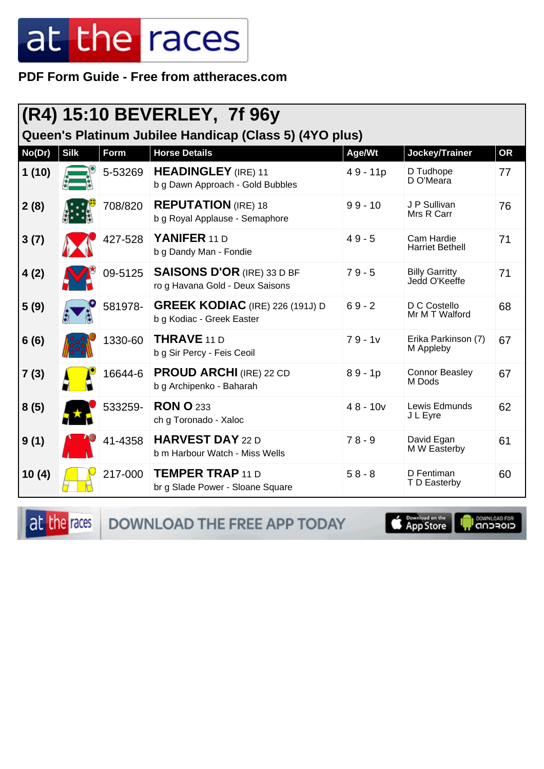PDF Form Guide - Free from attheraces.com

## (R4) 15:10 BEVERLEY, 7f 96y

### Queen's Platinum Jubilee Handicap (Class 5) (4YO plus)

| No(Dr) | Silk | Form | Horse Details | Age/Wt | Jockey/Trainer | OR |
|---|---|---|---|---|---|---|
| 1 (10) | | 5-53269 | **HEADINGLEY** (IRE) 11<br>b g Dawn Approach - Gold Bubbles | 4 9 - 11p | D Tudhope<br>D O'Meara | 77 |
| 2 (8) | | 708/820 | **REPUTATION** (IRE) 18<br>b g Royal Applause - Semaphore | 9 9 - 10 | J P Sullivan<br>Mrs R Carr | 76 |
| 3 (7) | | 427-528 | **YANIFER** 11 D<br>b g Dandy Man - Fondie | 4 9 - 5 | Cam Hardie<br>Harriet Bethell | 71 |
| 4 (2) | | 09-5125 | **SAISONS D'OR** (IRE) 33 D BF<br>ro g Havana Gold - Deux Saisons | 7 9 - 5 | Billy Garritty<br>Jedd O'Keeffe | 71 |
| 5 (9) | | 581978- | **GREEK KODIAC** (IRE) 226 (191J) D<br>b g Kodiac - Greek Easter | 6 9 - 2 | D C Costello<br>Mr M T Walford | 68 |
| 6 (6) | | 1330-60 | **THRAVE** 11 D<br>b g Sir Percy - Feis Ceoil | 7 9 - 1v | Erika Parkinson (7)<br>M Appleby | 67 |
| 7 (3) | | 16644-6 | **PROUD ARCHI** (IRE) 22 CD<br>b g Archipenko - Baharah | 8 9 - 1p | Connor Beasley<br>M Dods | 67 |
| 8 (5) | | 533259- | **RON O** 233<br>ch g Toronado - Xaloc | 4 8 - 10v | Lewis Edmunds<br>J L Eyre | 62 |
| 9 (1) | | 41-4358 | **HARVEST DAY** 22 D<br>b m Harbour Watch - Miss Wells | 7 8 - 9 | David Egan<br>M W Easterby | 61 |
| 10 (4) | | 217-000 | **TEMPER TRAP** 11 D<br>br g Slade Power - Sloane Square | 5 8 - 8 | D Fentiman<br>T D Easterby | 60 |

DOWNLOAD THE FREE APP TODAY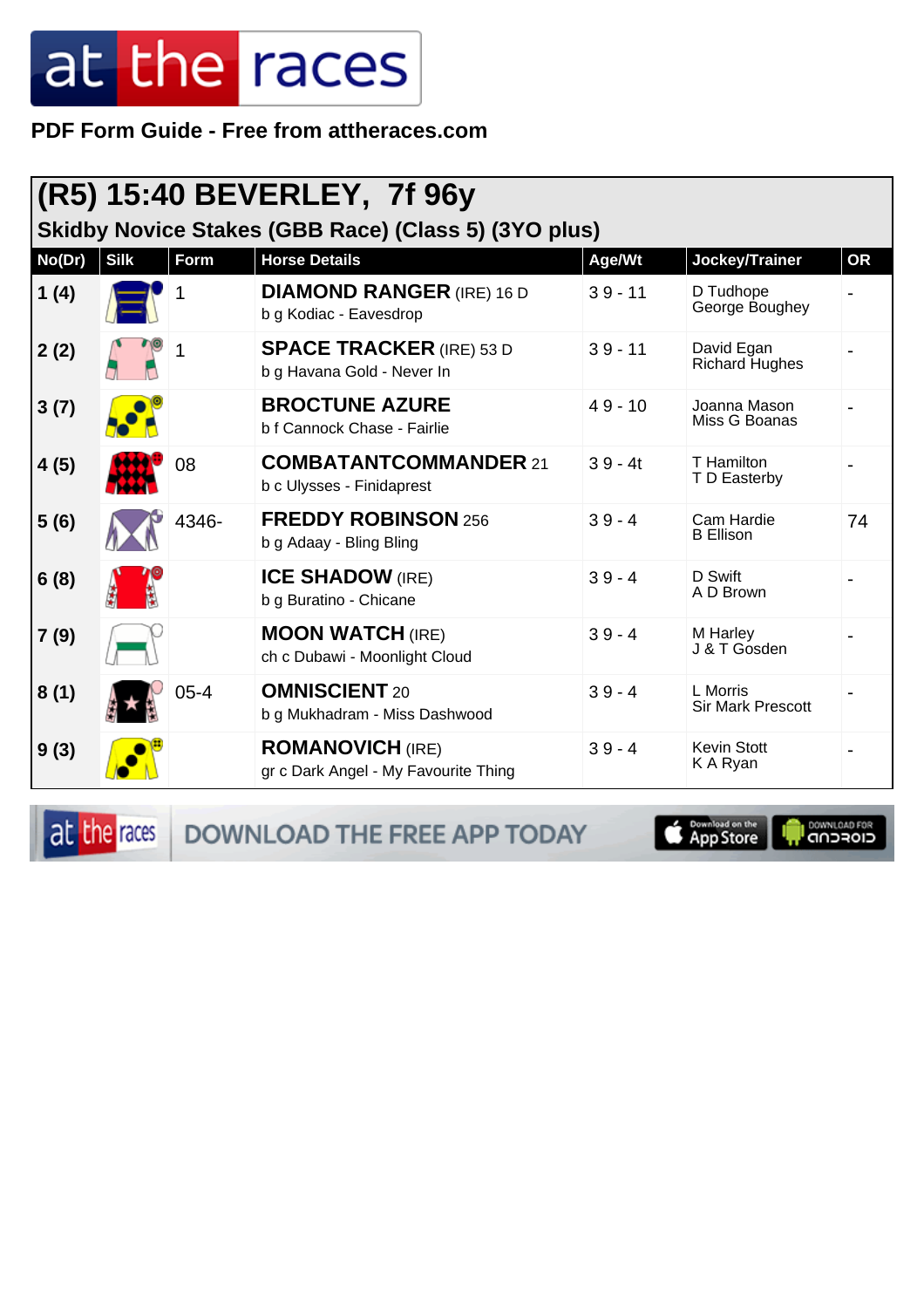**PDF Form Guide - Free from attheraces.com**

## (R5) 15:40 BEVERLEY, 7f 96y

### Skidby Novice Stakes (GBB Race) (Class 5) (3YO plus)

| No(Dr) | Silk | Form | Horse Details | Age/Wt | Jockey/Trainer | OR |
|---|---|---|---|---|---|---|
| 1 (4) | | 1 | **DIAMOND RANGER** (IRE) 16 D<br>b g Kodiac - Eavesdrop | 3 9 - 11 | D Tudhope<br>George Boughey | - |
| 2 (2) | | 1 | **SPACE TRACKER** (IRE) 53 D<br>b g Havana Gold - Never In | 3 9 - 11 | David Egan<br>Richard Hughes | - |
| 3 (7) | | | **BROCTUNE AZURE**<br>b f Cannock Chase - Fairlie | 4 9 - 10 | Joanna Mason<br>Miss G Boanas | - |
| 4 (5) | | 08 | **COMBATANTCOMMANDER** 21<br>b c Ulysses - Finidaprest | 3 9 - 4t | T Hamilton<br>T D Easterby | - |
| 5 (6) | | 4346- | **FREDDY ROBINSON** 256<br>b g Adaay - Bling Bling | 3 9 - 4 | Cam Hardie<br>B Ellison | 74 |
| 6 (8) | | | **ICE SHADOW** (IRE)<br>b g Buratino - Chicane | 3 9 - 4 | D Swift<br>A D Brown | - |
| 7 (9) | | | **MOON WATCH** (IRE)<br>ch c Dubawi - Moonlight Cloud | 3 9 - 4 | M Harley<br>J & T Gosden | - |
| 8 (1) | | 05-4 | **OMNISCIENT** 20<br>b g Mukhadram - Miss Dashwood | 3 9 - 4 | L Morris<br>Sir Mark Prescott | - |
| 9 (3) | | | **ROMANOVICH** (IRE)<br>gr c Dark Angel - My Favourite Thing | 3 9 - 4 | Kevin Stott<br>K A Ryan | - |

DOWNLOAD THE FREE APP TODAY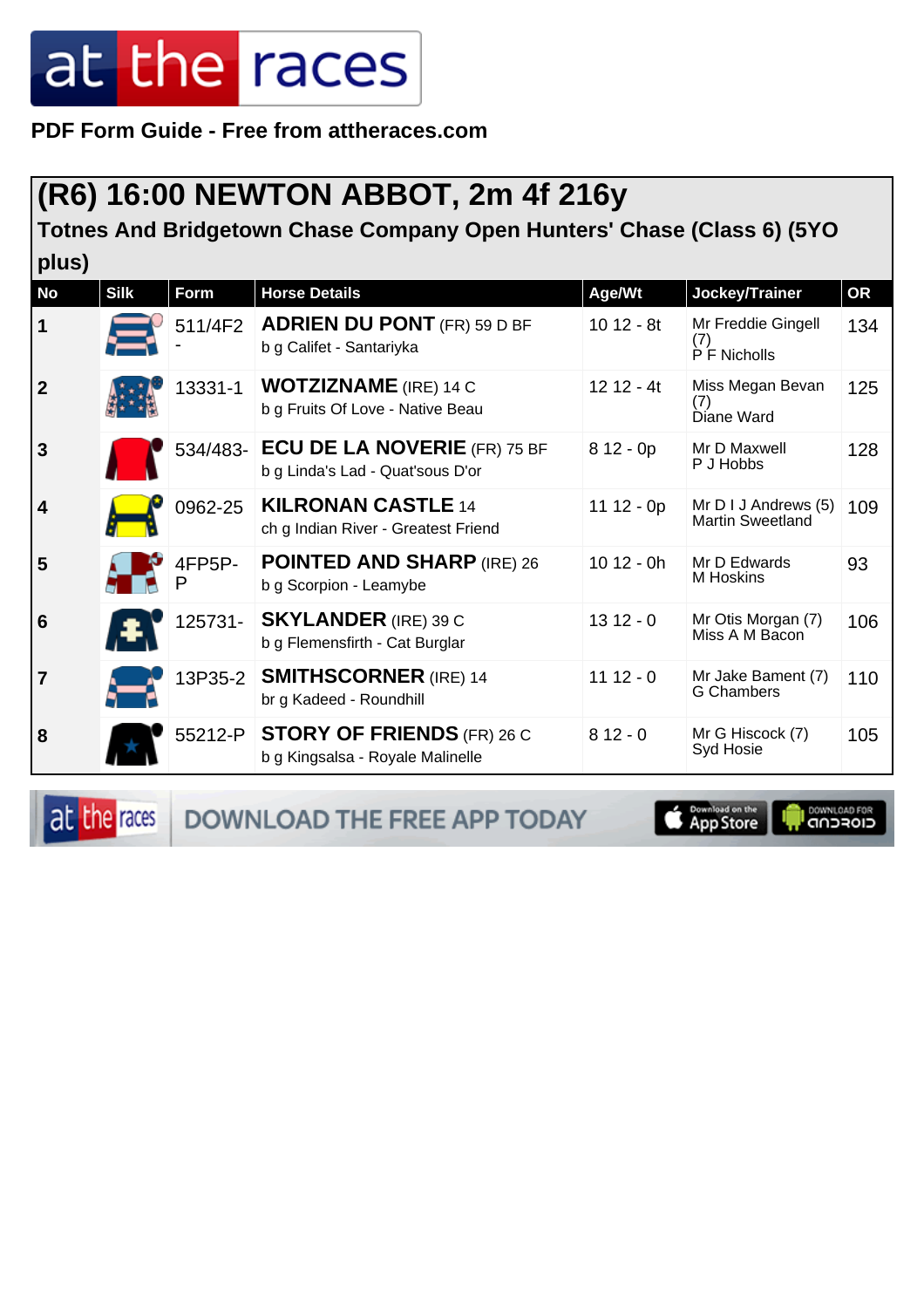PDF Form Guide - Free from attheraces.com

## (R6) 16:00 NEWTON ABBOT, 2m 4f 216y

### Totnes And Bridgetown Chase Company Open Hunters' Chase (Class 6) (5YO plus)

| No | Silk | Form | Horse Details | Age/Wt | Jockey/Trainer | OR |
|---|---|---|---|---|---|---|
| 1 | | 511/4F2- | **ADRIEN DU PONT** (FR) 59 D BF<br>b g Califet - Santariyka | 10 12 - 8t | Mr Freddie Gingell (7)<br>P F Nicholls | 134 |
| 2 | | 13331-1 | **WOTZIZNAME** (IRE) 14 C<br>b g Fruits Of Love - Native Beau | 12 12 - 4t | Miss Megan Bevan (7)<br>Diane Ward | 125 |
| 3 | | 534/483- | **ECU DE LA NOVERIE** (FR) 75 BF<br>b g Linda's Lad - Quat'sous D'or | 8 12 - 0p | Mr D Maxwell<br>P J Hobbs | 128 |
| 4 | | 0962-25 | **KILRONAN CASTLE** 14<br>ch g Indian River - Greatest Friend | 11 12 - 0p | Mr D I J Andrews (5)<br>Martin Sweetland | 109 |
| 5 | | 4FP5P-P | **POINTED AND SHARP** (IRE) 26<br>b g Scorpion - Leamybe | 10 12 - 0h | Mr D Edwards<br>M Hoskins | 93 |
| 6 | | 125731- | **SKYLANDER** (IRE) 39 C<br>b g Flemensfirth - Cat Burglar | 13 12 - 0 | Mr Otis Morgan (7)<br>Miss A M Bacon | 106 |
| 7 | | 13P35-2 | **SMITHSCORNER** (IRE) 14<br>br g Kadeed - Roundhill | 11 12 - 0 | Mr Jake Bament (7)<br>G Chambers | 110 |
| 8 | | 55212-P | **STORY OF FRIENDS** (FR) 26 C<br>b g Kingsalsa - Royale Malinelle | 8 12 - 0 | Mr G Hiscock (7)<br>Syd Hosie | 105 |

DOWNLOAD THE FREE APP TODAY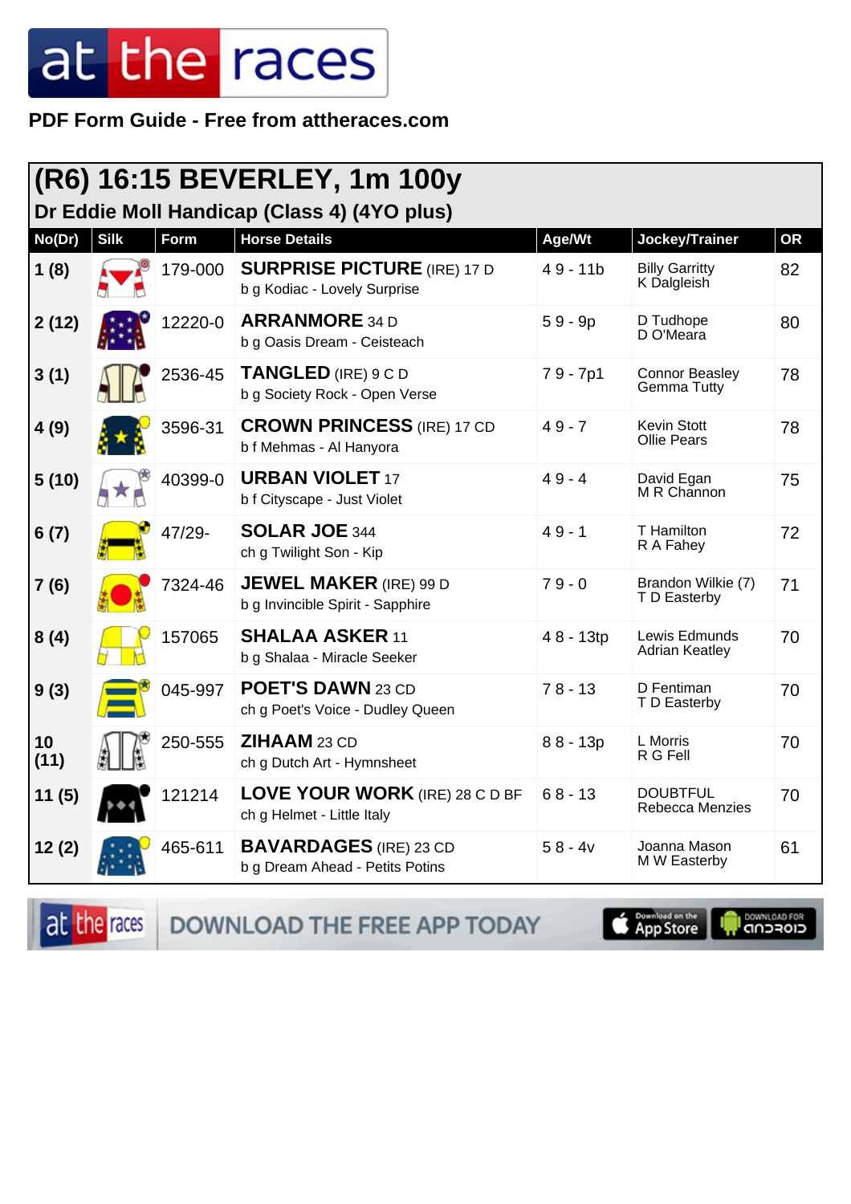# at the races

**PDF Form Guide - Free from attheraces.com**

## (R6) 16:15 BEVERLEY, 1m 100y

### Dr Eddie Moll Handicap (Class 4) (4YO plus)

| No(Dr) | Silk | Form | Horse Details | Age/Wt | Jockey/Trainer | OR |
|---|---|---|---|---|---|---|
| 1 (8) | | 179-000 | **SURPRISE PICTURE** (IRE) 17 D<br>b g Kodiac - Lovely Surprise | 4 9 - 11b | Billy Garritty<br>K Dalgleish | 82 |
| 2 (12) | | 12220-0 | **ARRANMORE** 34 D<br>b g Oasis Dream - Ceisteach | 5 9 - 9p | D Tudhope<br>D O'Meara | 80 |
| 3 (1) | | 2536-45 | **TANGLED** (IRE) 9 C D<br>b g Society Rock - Open Verse | 7 9 - 7p1 | Connor Beasley<br>Gemma Tutty | 78 |
| 4 (9) | | 3596-31 | **CROWN PRINCESS** (IRE) 17 CD<br>b f Mehmas - Al Hanyora | 4 9 - 7 | Kevin Stott<br>Ollie Pears | 78 |
| 5 (10) | | 40399-0 | **URBAN VIOLET** 17<br>b f Cityscape - Just Violet | 4 9 - 4 | David Egan<br>M R Channon | 75 |
| 6 (7) | | 47/29- | **SOLAR JOE** 344<br>ch g Twilight Son - Kip | 4 9 - 1 | T Hamilton<br>R A Fahey | 72 |
| 7 (6) | | 7324-46 | **JEWEL MAKER** (IRE) 99 D<br>b g Invincible Spirit - Sapphire | 7 9 - 0 | Brandon Wilkie (7)<br>T D Easterby | 71 |
| 8 (4) | | 157065 | **SHALAA ASKER** 11<br>b g Shalaa - Miracle Seeker | 4 8 - 13tp | Lewis Edmunds<br>Adrian Keatley | 70 |
| 9 (3) | | 045-997 | **POET'S DAWN** 23 CD<br>ch g Poet's Voice - Dudley Queen | 7 8 - 13 | D Fentiman<br>T D Easterby | 70 |
| 10 (11) | | 250-555 | **ZIHAAM** 23 CD<br>ch g Dutch Art - Hymnsheet | 8 8 - 13p | L Morris<br>R G Fell | 70 |
| 11 (5) | | 121214 | **LOVE YOUR WORK** (IRE) 28 C D BF<br>ch g Helmet - Little Italy | 6 8 - 13 | DOUBTFUL<br>Rebecca Menzies | 70 |
| 12 (2) | | 465-611 | **BAVARDAGES** (IRE) 23 CD<br>b g Dream Ahead - Petits Potins | 5 8 - 4v | Joanna Mason<br>M W Easterby | 61 |

at the races — DOWNLOAD THE FREE APP TODAY — Download on the App Store — DOWNLOAD FOR ANDROID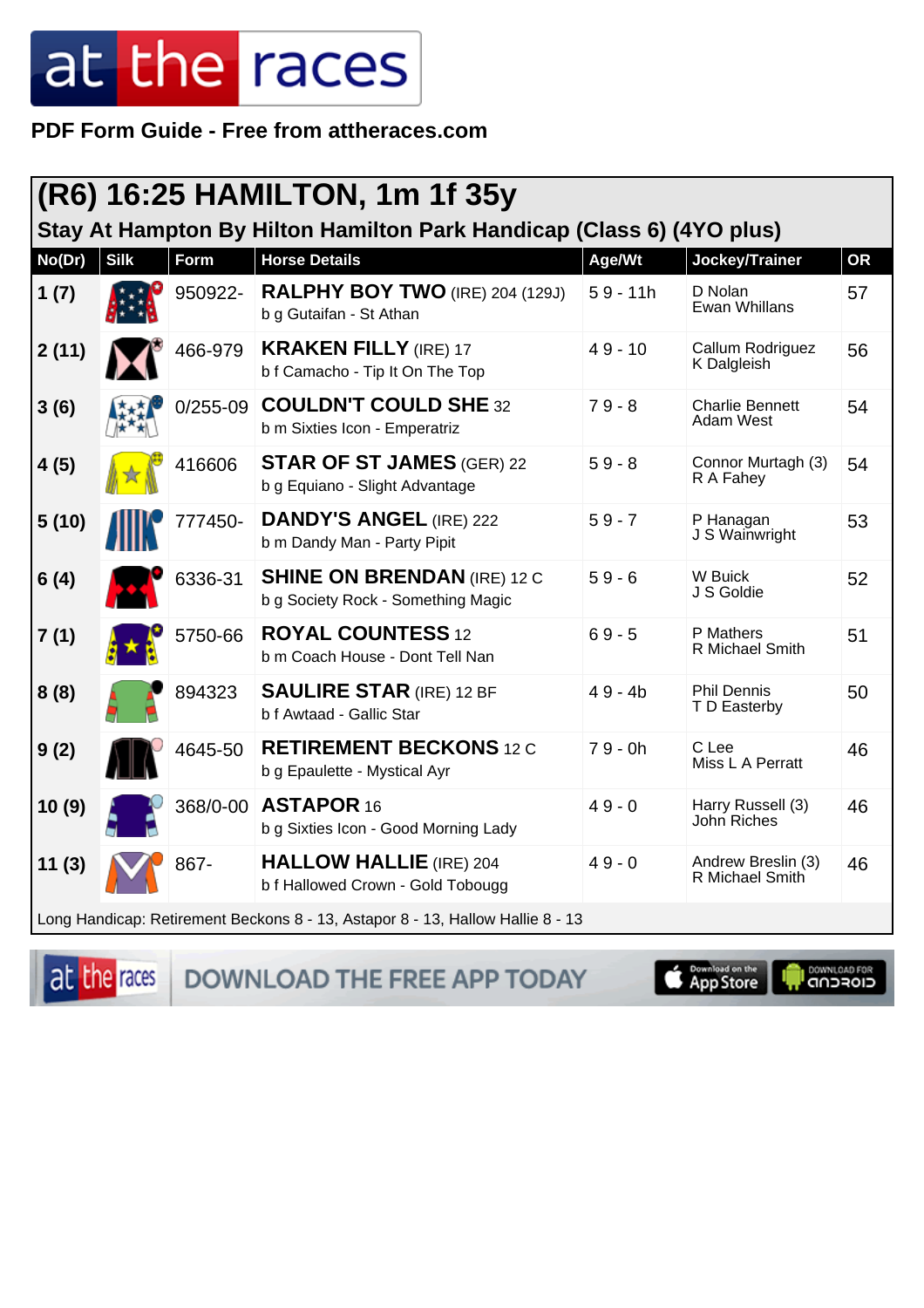# at the races

**PDF Form Guide - Free from attheraces.com**

## (R6) 16:25 HAMILTON, 1m 1f 35y

### Stay At Hampton By Hilton Hamilton Park Handicap (Class 6) (4YO plus)

| No(Dr) | Silk | Form | Horse Details | Age/Wt | Jockey/Trainer | OR |
|---|---|---|---|---|---|---|
| 1 (7) | | 950922- | **RALPHY BOY TWO** (IRE) 204 (129J)<br>b g Gutaifan - St Athan | 5 9 - 11h | D Nolan<br>Ewan Whillans | 57 |
| 2 (11) | | 466-979 | **KRAKEN FILLY** (IRE) 17<br>b f Camacho - Tip It On The Top | 4 9 - 10 | Callum Rodriguez<br>K Dalgleish | 56 |
| 3 (6) | | 0/255-09 | **COULDN'T COULD SHE** 32<br>b m Sixties Icon - Emperatriz | 7 9 - 8 | Charlie Bennett<br>Adam West | 54 |
| 4 (5) | | 416606 | **STAR OF ST JAMES** (GER) 22<br>b g Equiano - Slight Advantage | 5 9 - 8 | Connor Murtagh (3)<br>R A Fahey | 54 |
| 5 (10) | | 777450- | **DANDY'S ANGEL** (IRE) 222<br>b m Dandy Man - Party Pipit | 5 9 - 7 | P Hanagan<br>J S Wainwright | 53 |
| 6 (4) | | 6336-31 | **SHINE ON BRENDAN** (IRE) 12 C<br>b g Society Rock - Something Magic | 5 9 - 6 | W Buick<br>J S Goldie | 52 |
| 7 (1) | | 5750-66 | **ROYAL COUNTESS** 12<br>b m Coach House - Dont Tell Nan | 6 9 - 5 | P Mathers<br>R Michael Smith | 51 |
| 8 (8) | | 894323 | **SAULIRE STAR** (IRE) 12 BF<br>b f Awtaad - Gallic Star | 4 9 - 4b | Phil Dennis<br>T D Easterby | 50 |
| 9 (2) | | 4645-50 | **RETIREMENT BECKONS** 12 C<br>b g Epaulette - Mystical Ayr | 7 9 - 0h | C Lee<br>Miss L A Perratt | 46 |
| 10 (9) | | 368/0-00 | **ASTAPOR** 16<br>b g Sixties Icon - Good Morning Lady | 4 9 - 0 | Harry Russell (3)<br>John Riches | 46 |
| 11 (3) | | 867- | **HALLOW HALLIE** (IRE) 204<br>b f Hallowed Crown - Gold Tobougg | 4 9 - 0 | Andrew Breslin (3)<br>R Michael Smith | 46 |

Long Handicap: Retirement Beckons 8 - 13, Astapor 8 - 13, Hallow Hallie 8 - 13

at the races DOWNLOAD THE FREE APP TODAY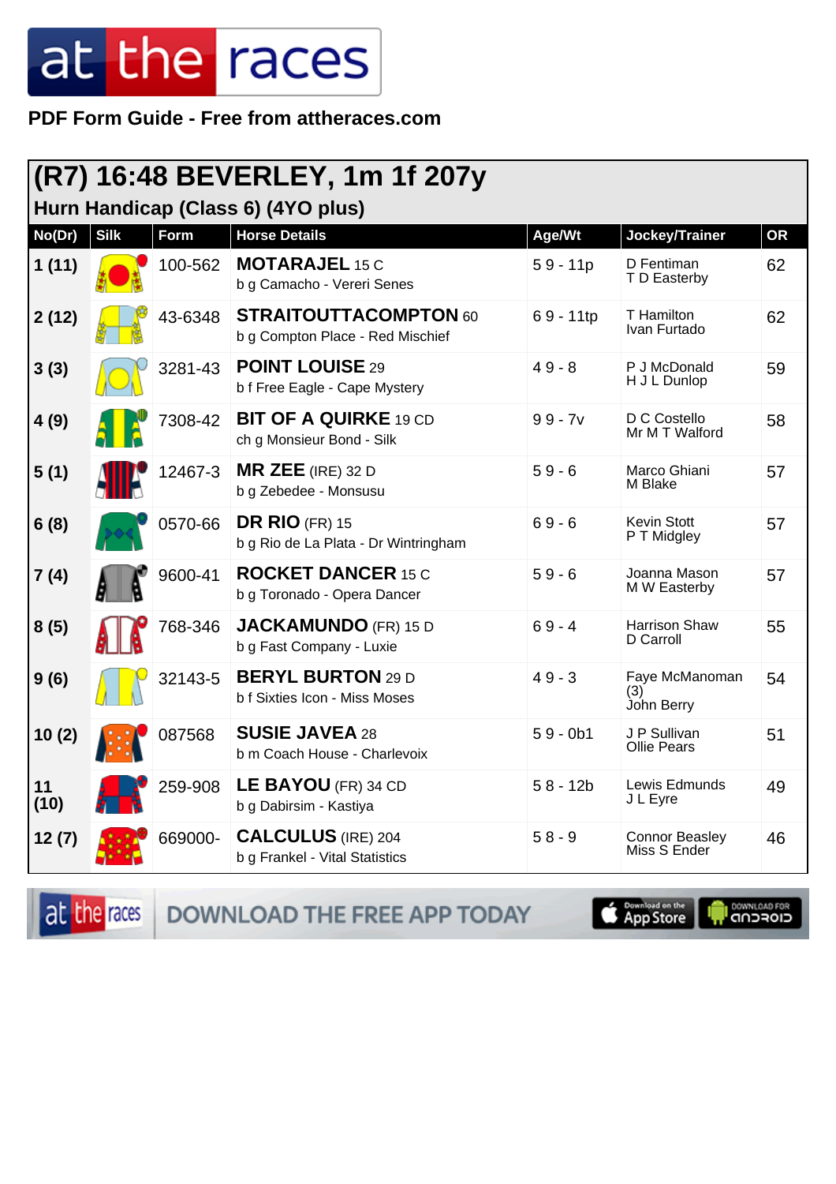PDF Form Guide - Free from attheraces.com

# (R7) 16:48 BEVERLEY, 1m 1f 207y

## Hurn Handicap (Class 6) (4YO plus)

| No(Dr) | Silk | Form | Horse Details | Age/Wt | Jockey/Trainer | OR |
|---|---|---|---|---|---|---|
| 1 (11) | | 100-562 | **MOTARAJEL** 15 C<br>b g Camacho - Vereri Senes | 5 9 - 11p | D Fentiman<br>T D Easterby | 62 |
| 2 (12) | | 43-6348 | **STRAITOUTTACOMPTON** 60<br>b g Compton Place - Red Mischief | 6 9 - 11tp | T Hamilton<br>Ivan Furtado | 62 |
| 3 (3) | | 3281-43 | **POINT LOUISE** 29<br>b f Free Eagle - Cape Mystery | 4 9 - 8 | P J McDonald<br>H J L Dunlop | 59 |
| 4 (9) | | 7308-42 | **BIT OF A QUIRKE** 19 CD<br>ch g Monsieur Bond - Silk | 9 9 - 7v | D C Costello<br>Mr M T Walford | 58 |
| 5 (1) | | 12467-3 | **MR ZEE** (IRE) 32 D<br>b g Zebedee - Monsusu | 5 9 - 6 | Marco Ghiani<br>M Blake | 57 |
| 6 (8) | | 0570-66 | **DR RIO** (FR) 15<br>b g Rio de La Plata - Dr Wintringham | 6 9 - 6 | Kevin Stott<br>P T Midgley | 57 |
| 7 (4) | | 9600-41 | **ROCKET DANCER** 15 C<br>b g Toronado - Opera Dancer | 5 9 - 6 | Joanna Mason<br>M W Easterby | 57 |
| 8 (5) | | 768-346 | **JACKAMUNDO** (FR) 15 D<br>b g Fast Company - Luxie | 6 9 - 4 | Harrison Shaw<br>D Carroll | 55 |
| 9 (6) | | 32143-5 | **BERYL BURTON** 29 D<br>b f Sixties Icon - Miss Moses | 4 9 - 3 | Faye McManoman (3)<br>John Berry | 54 |
| 10 (2) | | 087568 | **SUSIE JAVEA** 28<br>b m Coach House - Charlevoix | 5 9 - 0b1 | J P Sullivan<br>Ollie Pears | 51 |
| 11 (10) | | 259-908 | **LE BAYOU** (FR) 34 CD<br>b g Dabirsim - Kastiya | 5 8 - 12b | Lewis Edmunds<br>J L Eyre | 49 |
| 12 (7) | | 669000- | **CALCULUS** (IRE) 204<br>b g Frankel - Vital Statistics | 5 8 - 9 | Connor Beasley<br>Miss S Ender | 46 |

DOWNLOAD THE FREE APP TODAY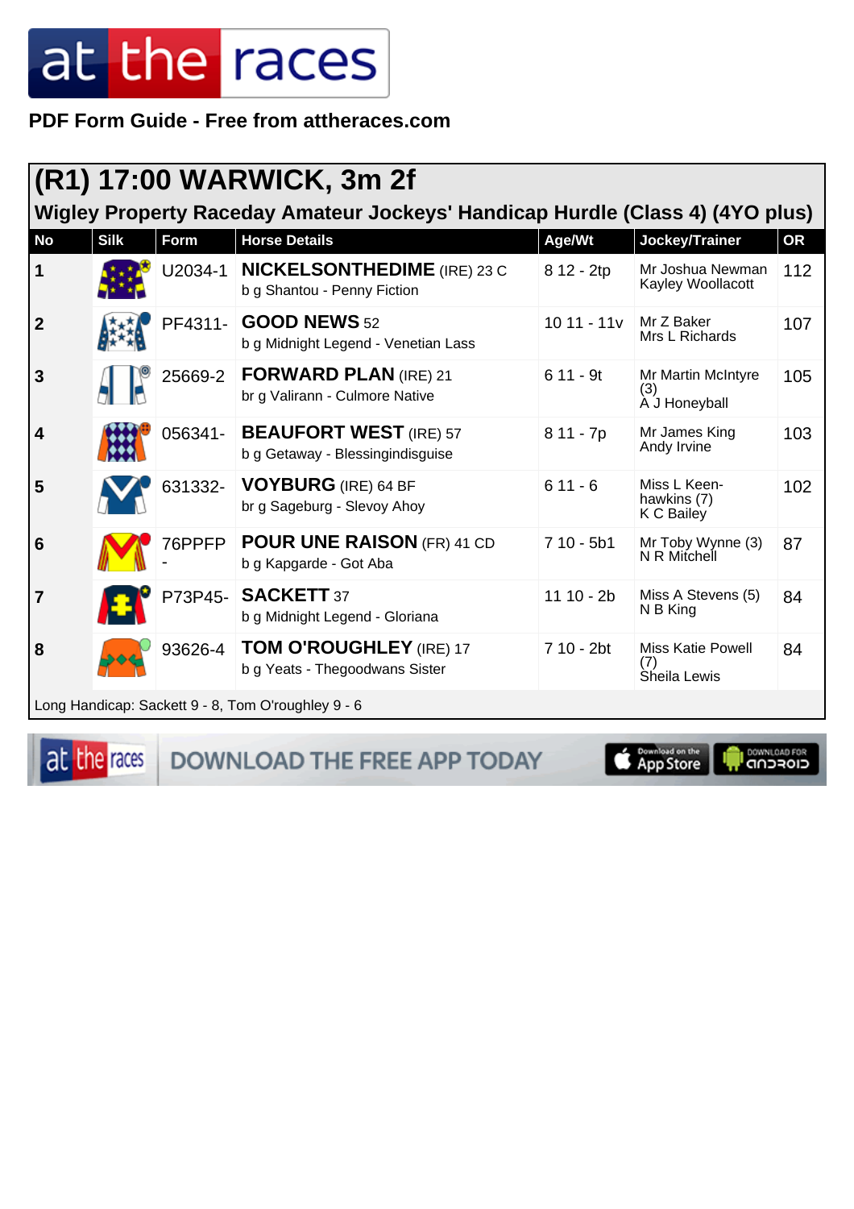**PDF Form Guide - Free from attheraces.com**

## (R1) 17:00 WARWICK, 3m 2f

### Wigley Property Raceday Amateur Jockeys' Handicap Hurdle (Class 4) (4YO plus)

| No | Silk | Form | Horse Details | Age/Wt | Jockey/Trainer | OR |
|---|---|---|---|---|---|---|
| 1 | | U2034-1 | **NICKELSONTHEDIME** (IRE) 23 C<br>b g Shantou - Penny Fiction | 8 12 - 2tp | Mr Joshua Newman<br>Kayley Woollacott | 112 |
| 2 | | PF4311- | **GOOD NEWS** 52<br>b g Midnight Legend - Venetian Lass | 10 11 - 11v | Mr Z Baker<br>Mrs L Richards | 107 |
| 3 | | 25669-2 | **FORWARD PLAN** (IRE) 21<br>br g Valirann - Culmore Native | 6 11 - 9t | Mr Martin McIntyre (3)<br>A J Honeyball | 105 |
| 4 | | 056341- | **BEAUFORT WEST** (IRE) 57<br>b g Getaway - Blessingindisguise | 8 11 - 7p | Mr James King<br>Andy Irvine | 103 |
| 5 | | 631332- | **VOYBURG** (IRE) 64 BF<br>br g Sageburg - Slevoy Ahoy | 6 11 - 6 | Miss L Keen-hawkins (7)<br>K C Bailey | 102 |
| 6 | | 76PPFP- | **POUR UNE RAISON** (FR) 41 CD<br>b g Kapgarde - Got Aba | 7 10 - 5b1 | Mr Toby Wynne (3)<br>N R Mitchell | 87 |
| 7 | | P73P45- | **SACKETT** 37<br>b g Midnight Legend - Gloriana | 11 10 - 2b | Miss A Stevens (5)<br>N B King | 84 |
| 8 | | 93626-4 | **TOM O'ROUGHLEY** (IRE) 17<br>b g Yeats - Thegoodwans Sister | 7 10 - 2bt | Miss Katie Powell (7)<br>Sheila Lewis | 84 |

Long Handicap: Sackett 9 - 8, Tom O'roughley 9 - 6

DOWNLOAD THE FREE APP TODAY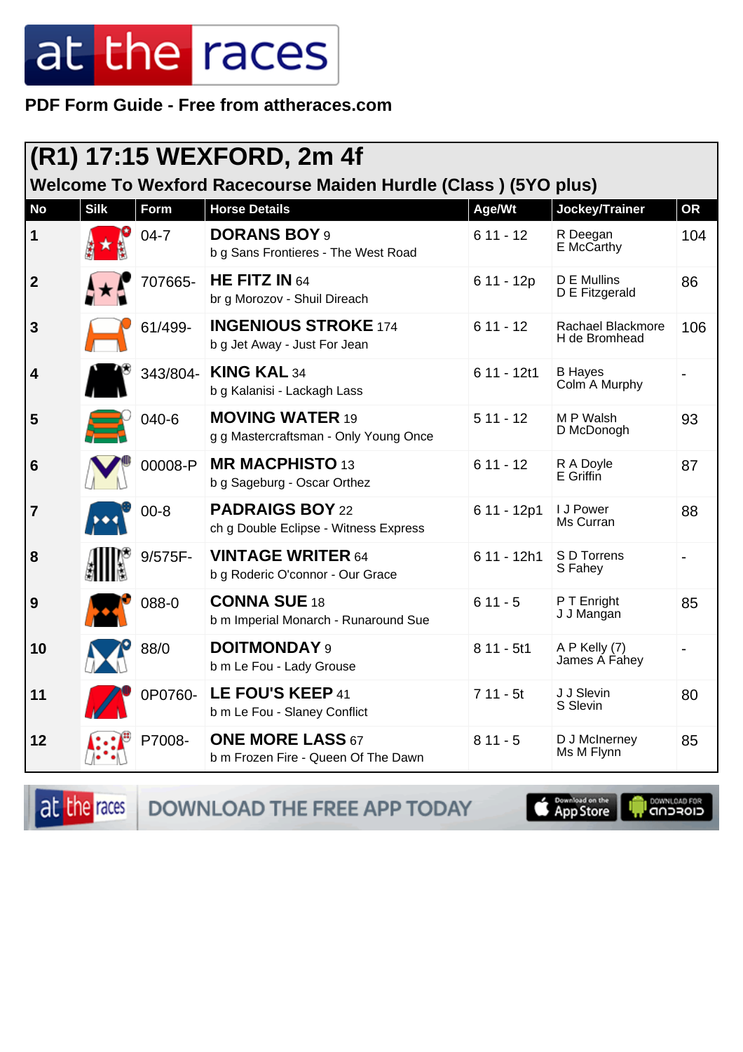PDF Form Guide - Free from attheraces.com

## (R1) 17:15 WEXFORD, 2m 4f

### Welcome To Wexford Racecourse Maiden Hurdle (Class ) (5YO plus)

| No | Silk | Form | Horse Details | Age/Wt | Jockey/Trainer | OR |
|---|---|---|---|---|---|---|
| 1 | | 04-7 | **DORANS BOY** 9<br>b g Sans Frontieres - The West Road | 6 11 - 12 | R Deegan<br>E McCarthy | 104 |
| 2 | | 707665- | **HE FITZ IN** 64<br>br g Morozov - Shuil Direach | 6 11 - 12p | D E Mullins<br>D E Fitzgerald | 86 |
| 3 | | 61/499- | **INGENIOUS STROKE** 174<br>b g Jet Away - Just For Jean | 6 11 - 12 | Rachael Blackmore<br>H de Bromhead | 106 |
| 4 | | 343/804- | **KING KAL** 34<br>b g Kalanisi - Lackagh Lass | 6 11 - 12t1 | B Hayes<br>Colm A Murphy | - |
| 5 | | 040-6 | **MOVING WATER** 19<br>g g Mastercraftsman - Only Young Once | 5 11 - 12 | M P Walsh<br>D McDonogh | 93 |
| 6 | | 00008-P | **MR MACPHISTO** 13<br>b g Sageburg - Oscar Orthez | 6 11 - 12 | R A Doyle<br>E Griffin | 87 |
| 7 | | 00-8 | **PADRAIGS BOY** 22<br>ch g Double Eclipse - Witness Express | 6 11 - 12p1 | I J Power<br>Ms Curran | 88 |
| 8 | | 9/575F- | **VINTAGE WRITER** 64<br>b g Roderic O'connor - Our Grace | 6 11 - 12h1 | S D Torrens<br>S Fahey | - |
| 9 | | 088-0 | **CONNA SUE** 18<br>b m Imperial Monarch - Runaround Sue | 6 11 - 5 | P T Enright<br>J J Mangan | 85 |
| 10 | | 88/0 | **DOITMONDAY** 9<br>b m Le Fou - Lady Grouse | 8 11 - 5t1 | A P Kelly (7)<br>James A Fahey | - |
| 11 | | 0P0760- | **LE FOU'S KEEP** 41<br>b m Le Fou - Slaney Conflict | 7 11 - 5t | J J Slevin<br>S Slevin | 80 |
| 12 | | P7008- | **ONE MORE LASS** 67<br>b m Frozen Fire - Queen Of The Dawn | 8 11 - 5 | D J McInerney<br>Ms M Flynn | 85 |

DOWNLOAD THE FREE APP TODAY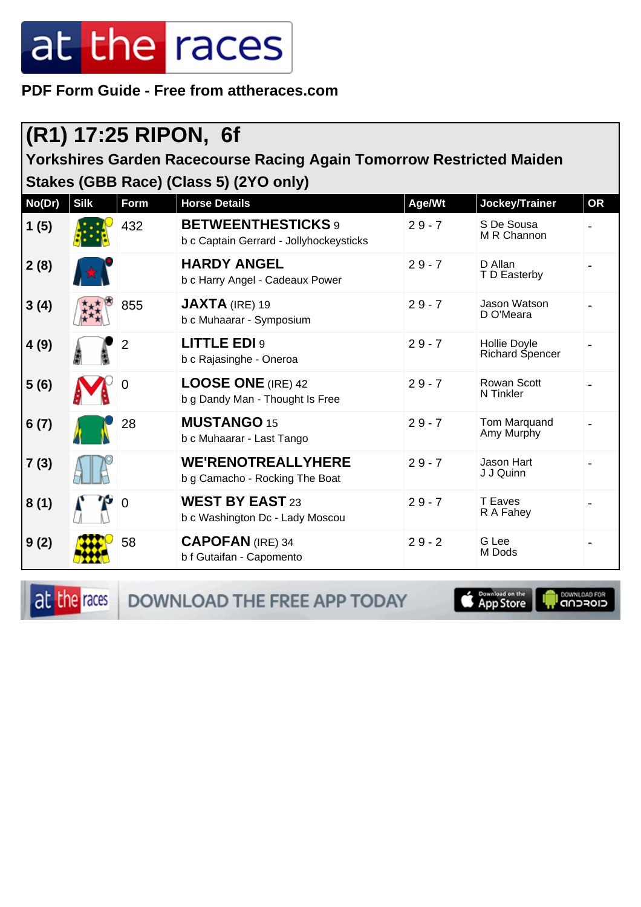**PDF Form Guide - Free from attheraces.com**

## (R1) 17:25 RIPON, 6f

### Yorkshires Garden Racecourse Racing Again Tomorrow Restricted Maiden Stakes (GBB Race) (Class 5) (2YO only)

| No(Dr) | Silk | Form | Horse Details | Age/Wt | Jockey/Trainer | OR |
|---|---|---|---|---|---|---|
| 1 (5) | | 432 | **BETWEENTHESTICKS** 9<br>b c Captain Gerrard - Jollyhockeysticks | 2 9 - 7 | S De Sousa<br>M R Channon | - |
| 2 (8) | | | **HARDY ANGEL**<br>b c Harry Angel - Cadeaux Power | 2 9 - 7 | D Allan<br>T D Easterby | - |
| 3 (4) | | 855 | **JAXTA** (IRE) 19<br>b c Muhaarar - Symposium | 2 9 - 7 | Jason Watson<br>D O'Meara | - |
| 4 (9) | | 2 | **LITTLE EDI** 9<br>b c Rajasinghe - Oneroa | 2 9 - 7 | Hollie Doyle<br>Richard Spencer | - |
| 5 (6) | | 0 | **LOOSE ONE** (IRE) 42<br>b g Dandy Man - Thought Is Free | 2 9 - 7 | Rowan Scott<br>N Tinkler | - |
| 6 (7) | | 28 | **MUSTANGO** 15<br>b c Muhaarar - Last Tango | 2 9 - 7 | Tom Marquand<br>Amy Murphy | - |
| 7 (3) | | | **WE'RENOTREALLYHERE**<br>b g Camacho - Rocking The Boat | 2 9 - 7 | Jason Hart<br>J J Quinn | - |
| 8 (1) | | 0 | **WEST BY EAST** 23<br>b c Washington Dc - Lady Moscou | 2 9 - 7 | T Eaves<br>R A Fahey | - |
| 9 (2) | | 58 | **CAPOFAN** (IRE) 34<br>b f Gutaifan - Capomento | 2 9 - 2 | G Lee<br>M Dods | - |

DOWNLOAD THE FREE APP TODAY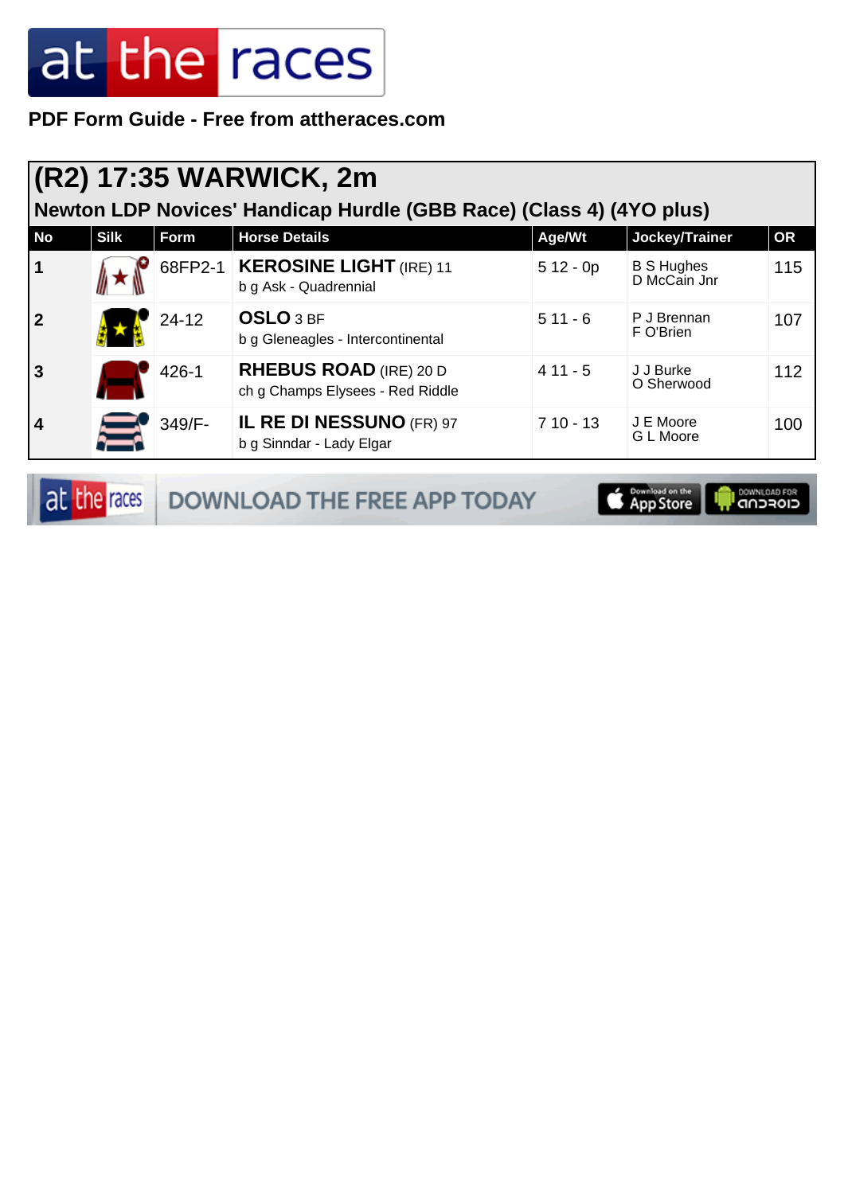PDF Form Guide - Free from attheraces.com

# (R2) 17:35 WARWICK, 2m

## Newton LDP Novices' Handicap Hurdle (GBB Race) (Class 4) (4YO plus)

| No | Silk | Form | Horse Details | Age/Wt | Jockey/Trainer | OR |
|---|---|---|---|---|---|---|
| 1 | | 68FP2-1 | **KEROSINE LIGHT** (IRE) 11<br>b g Ask - Quadrennial | 5 12 - 0p | B S Hughes<br>D McCain Jnr | 115 |
| 2 | | 24-12 | **OSLO** 3 BF<br>b g Gleneagles - Intercontinental | 5 11 - 6 | P J Brennan<br>F O'Brien | 107 |
| 3 | | 426-1 | **RHEBUS ROAD** (IRE) 20 D<br>ch g Champs Elysees - Red Riddle | 4 11 - 5 | J J Burke<br>O Sherwood | 112 |
| 4 | | 349/F- | **IL RE DI NESSUNO** (FR) 97<br>b g Sinndar - Lady Elgar | 7 10 - 13 | J E Moore<br>G L Moore | 100 |

DOWNLOAD THE FREE APP TODAY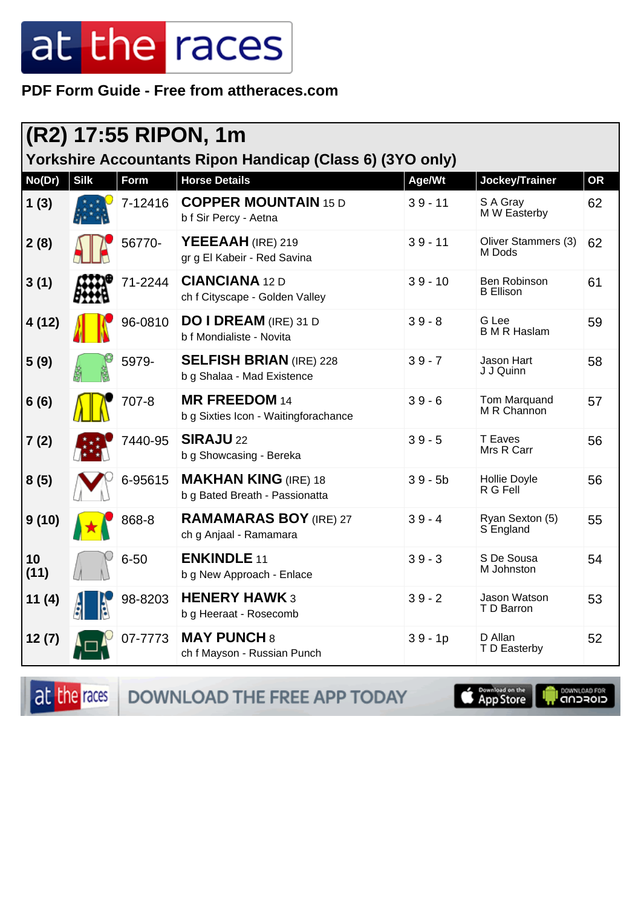PDF Form Guide - Free from attheraces.com

## (R2) 17:55 RIPON, 1m

### Yorkshire Accountants Ripon Handicap (Class 6) (3YO only)

| No(Dr) | Silk | Form | Horse Details | Age/Wt | Jockey/Trainer | OR |
|---|---|---|---|---|---|---|
| 1 (3) | | 7-12416 | **COPPER MOUNTAIN** 15 D<br>b f Sir Percy - Aetna | 3 9 - 11 | S A Gray<br>M W Easterby | 62 |
| 2 (8) | | 56770- | **YEEEAAH** (IRE) 219<br>gr g El Kabeir - Red Savina | 3 9 - 11 | Oliver Stammers (3)<br>M Dods | 62 |
| 3 (1) | | 71-2244 | **CIANCIANA** 12 D<br>ch f Cityscape - Golden Valley | 3 9 - 10 | Ben Robinson<br>B Ellison | 61 |
| 4 (12) | | 96-0810 | **DO I DREAM** (IRE) 31 D<br>b f Mondialiste - Novita | 3 9 - 8 | G Lee<br>B M R Haslam | 59 |
| 5 (9) | | 5979- | **SELFISH BRIAN** (IRE) 228<br>b g Shalaa - Mad Existence | 3 9 - 7 | Jason Hart<br>J J Quinn | 58 |
| 6 (6) | | 707-8 | **MR FREEDOM** 14<br>b g Sixties Icon - Waitingforachance | 3 9 - 6 | Tom Marquand<br>M R Channon | 57 |
| 7 (2) | | 7440-95 | **SIRAJU** 22<br>b g Showcasing - Bereka | 3 9 - 5 | T Eaves<br>Mrs R Carr | 56 |
| 8 (5) | | 6-95615 | **MAKHAN KING** (IRE) 18<br>b g Bated Breath - Passionatta | 3 9 - 5b | Hollie Doyle<br>R G Fell | 56 |
| 9 (10) | | 868-8 | **RAMAMARAS BOY** (IRE) 27<br>ch g Anjaal - Ramamara | 3 9 - 4 | Ryan Sexton (5)<br>S England | 55 |
| 10 (11) | | 6-50 | **ENKINDLE** 11<br>b g New Approach - Enlace | 3 9 - 3 | S De Sousa<br>M Johnston | 54 |
| 11 (4) | | 98-8203 | **HENERY HAWK** 3<br>b g Heeraat - Rosecomb | 3 9 - 2 | Jason Watson<br>T D Barron | 53 |
| 12 (7) | | 07-7773 | **MAY PUNCH** 8<br>ch f Mayson - Russian Punch | 3 9 - 1p | D Allan<br>T D Easterby | 52 |

DOWNLOAD THE FREE APP TODAY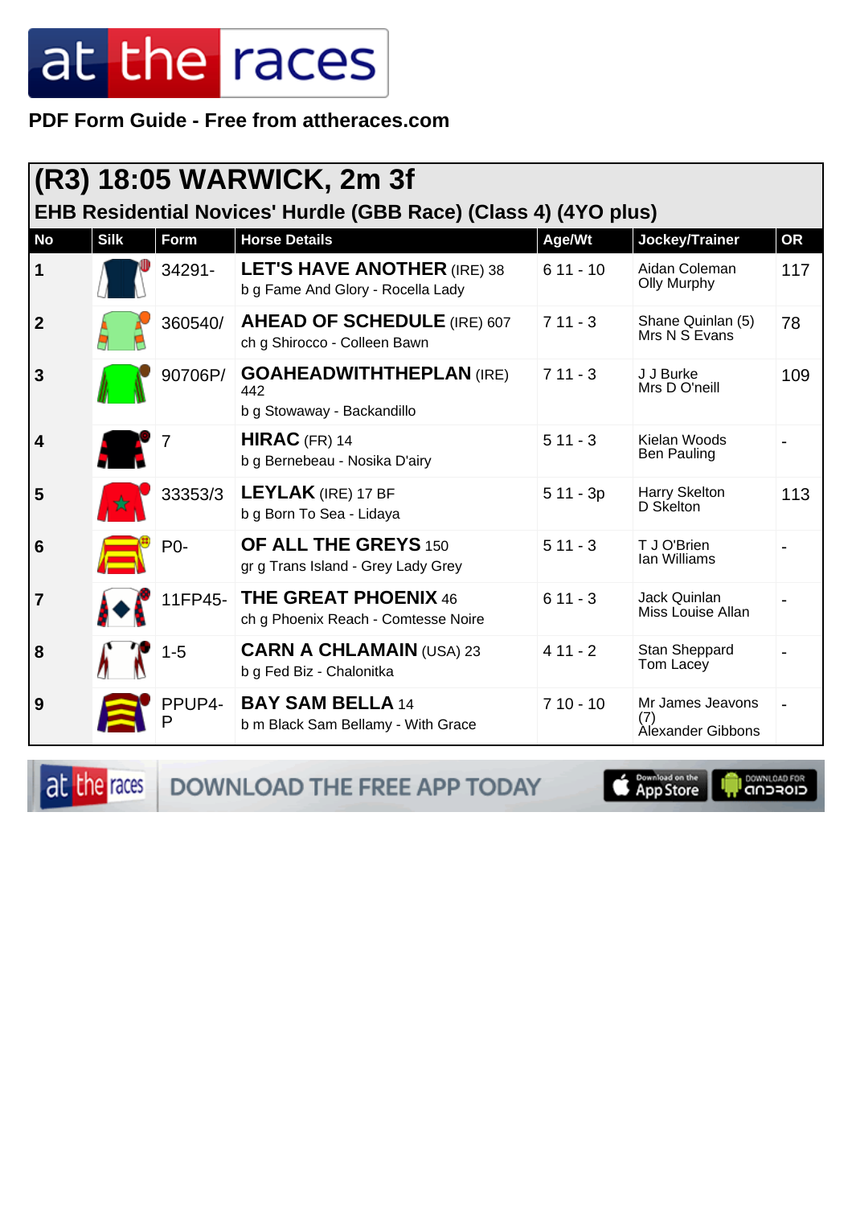**PDF Form Guide - Free from attheraces.com**

## (R3) 18:05 WARWICK, 2m 3f

### EHB Residential Novices' Hurdle (GBB Race) (Class 4) (4YO plus)

| No | Silk | Form | Horse Details | Age/Wt | Jockey/Trainer | OR |
|---|---|---|---|---|---|---|
| 1 | | 34291- | **LET'S HAVE ANOTHER** (IRE) 38<br>b g Fame And Glory - Rocella Lady | 6 11 - 10 | Aidan Coleman<br>Olly Murphy | 117 |
| 2 | | 360540/ | **AHEAD OF SCHEDULE** (IRE) 607<br>ch g Shirocco - Colleen Bawn | 7 11 - 3 | Shane Quinlan (5)<br>Mrs N S Evans | 78 |
| 3 | | 90706P/ | **GOAHEADWITHTHEPLAN** (IRE) 442<br>b g Stowaway - Backandillo | 7 11 - 3 | J J Burke<br>Mrs D O'neill | 109 |
| 4 | | 7 | **HIRAC** (FR) 14<br>b g Bernebeau - Nosika D'airy | 5 11 - 3 | Kielan Woods<br>Ben Pauling | - |
| 5 | | 33353/3 | **LEYLAK** (IRE) 17 BF<br>b g Born To Sea - Lidaya | 5 11 - 3p | Harry Skelton<br>D Skelton | 113 |
| 6 | | P0- | **OF ALL THE GREYS** 150<br>gr g Trans Island - Grey Lady Grey | 5 11 - 3 | T J O'Brien<br>Ian Williams | - |
| 7 | | 11FP45- | **THE GREAT PHOENIX** 46<br>ch g Phoenix Reach - Comtesse Noire | 6 11 - 3 | Jack Quinlan<br>Miss Louise Allan | - |
| 8 | | 1-5 | **CARN A CHLAMAIN** (USA) 23<br>b g Fed Biz - Chalonitka | 4 11 - 2 | Stan Sheppard<br>Tom Lacey | - |
| 9 | | PPUP4-P | **BAY SAM BELLA** 14<br>b m Black Sam Bellamy - With Grace | 7 10 - 10 | Mr James Jeavons (7)<br>Alexander Gibbons | - |

DOWNLOAD THE FREE APP TODAY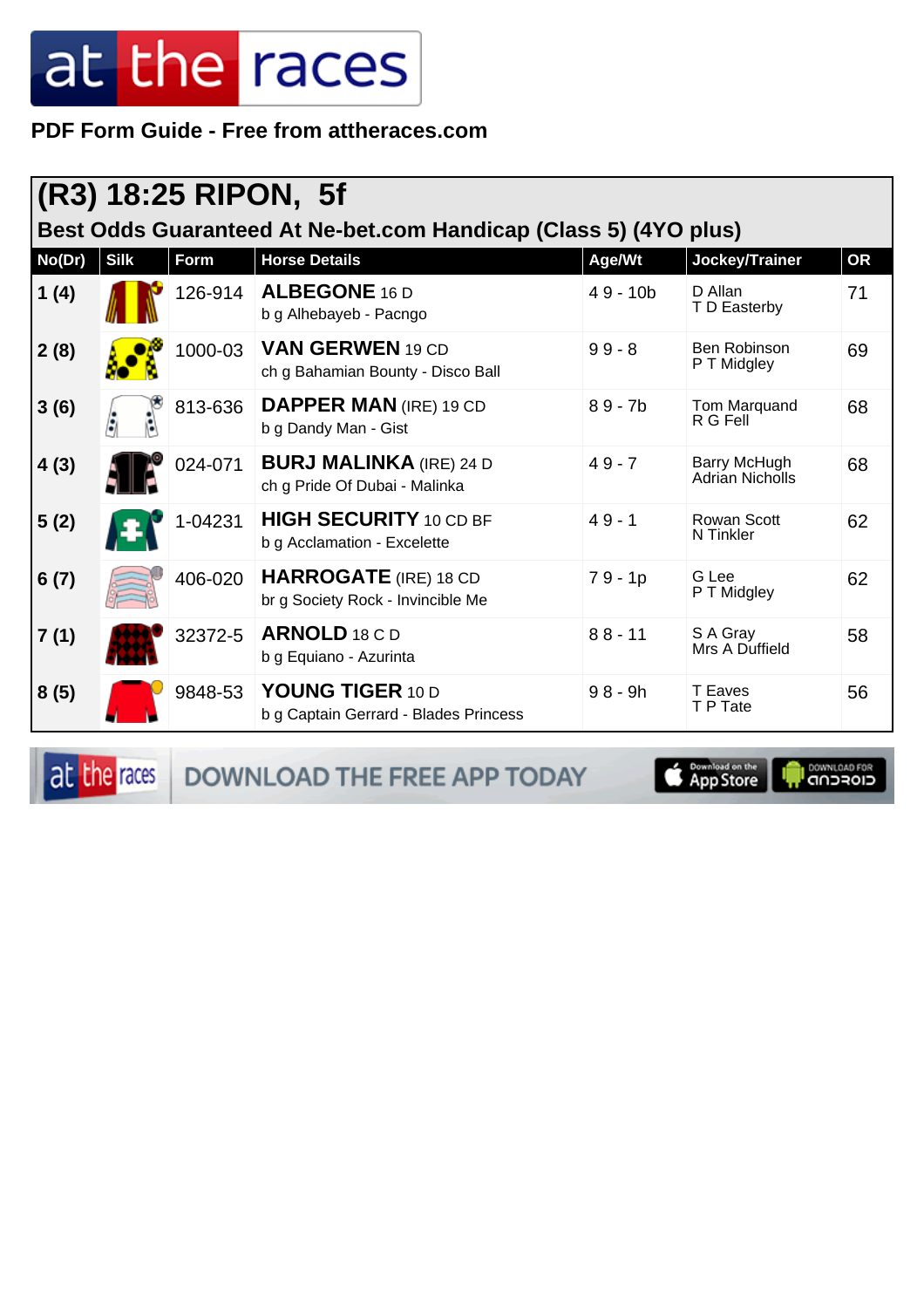PDF Form Guide - Free from attheraces.com

# (R3) 18:25 RIPON, 5f

## Best Odds Guaranteed At Ne-bet.com Handicap (Class 5) (4YO plus)

| No(Dr) | Silk | Form | Horse Details | Age/Wt | Jockey/Trainer | OR |
|---|---|---|---|---|---|---|
| 1 (4) | | 126-914 | **ALBEGONE** 16 D<br>b g Alhebayeb - Pacngo | 4 9 - 10b | D Allan<br>T D Easterby | 71 |
| 2 (8) | | 1000-03 | **VAN GERWEN** 19 CD<br>ch g Bahamian Bounty - Disco Ball | 9 9 - 8 | Ben Robinson<br>P T Midgley | 69 |
| 3 (6) | | 813-636 | **DAPPER MAN** (IRE) 19 CD<br>b g Dandy Man - Gist | 8 9 - 7b | Tom Marquand<br>R G Fell | 68 |
| 4 (3) | | 024-071 | **BURJ MALINKA** (IRE) 24 D<br>ch g Pride Of Dubai - Malinka | 4 9 - 7 | Barry McHugh<br>Adrian Nicholls | 68 |
| 5 (2) | | 1-04231 | **HIGH SECURITY** 10 CD BF<br>b g Acclamation - Excelete | 4 9 - 1 | Rowan Scott<br>N Tinkler | 62 |
| 6 (7) | | 406-020 | **HARROGATE** (IRE) 18 CD<br>br g Society Rock - Invincible Me | 7 9 - 1p | G Lee<br>P T Midgley | 62 |
| 7 (1) | | 32372-5 | **ARNOLD** 18 C D<br>b g Equiano - Azurinta | 8 8 - 11 | S A Gray<br>Mrs A Duffield | 58 |
| 8 (5) | | 9848-53 | **YOUNG TIGER** 10 D<br>b g Captain Gerrard - Blades Princess | 9 8 - 9h | T Eaves<br>T P Tate | 56 |

DOWNLOAD THE FREE APP TODAY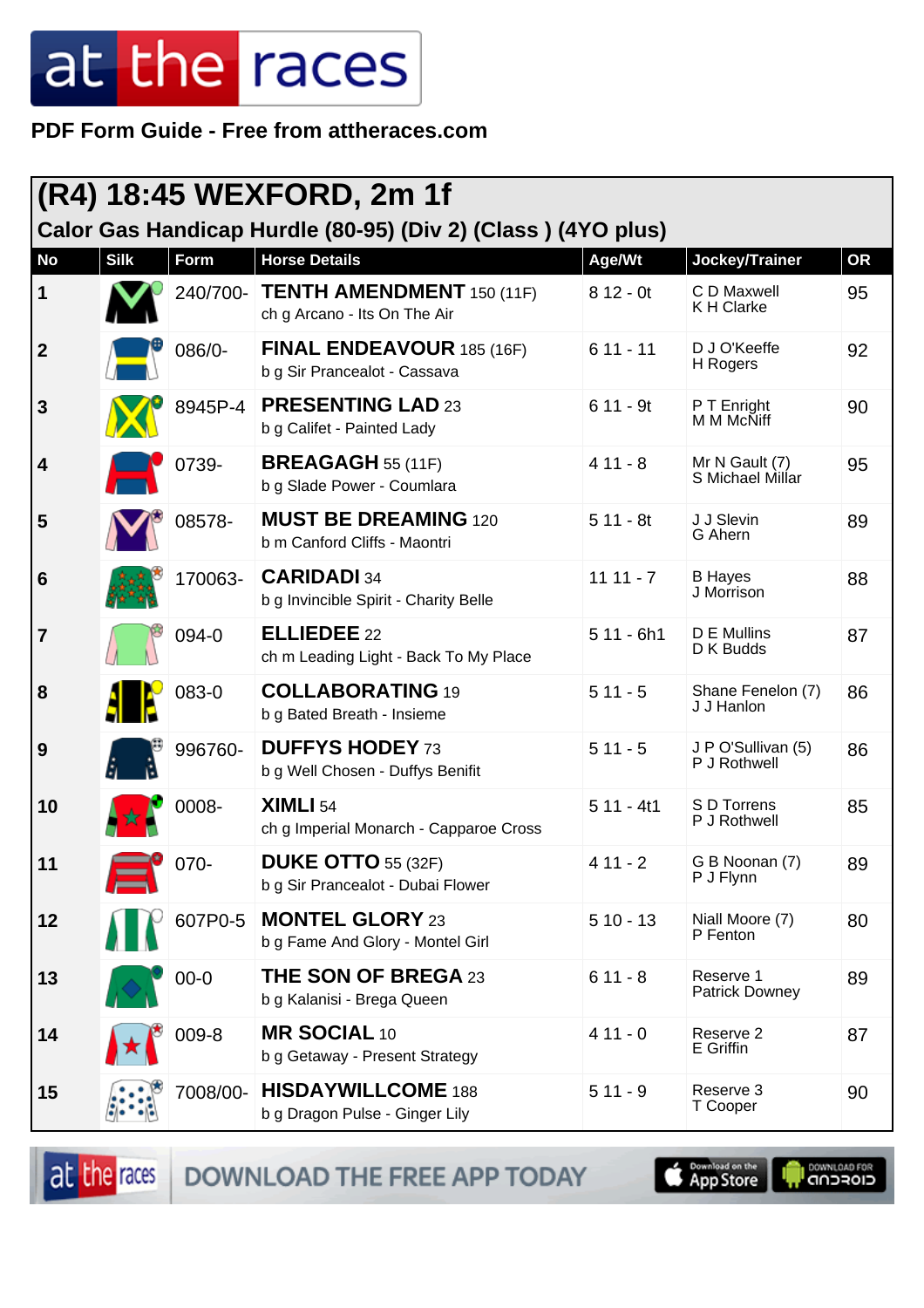# at the races

**PDF Form Guide - Free from attheraces.com**

## (R4) 18:45 WEXFORD, 2m 1f

### Calor Gas Handicap Hurdle (80-95) (Div 2) (Class ) (4YO plus)

| No | Silk | Form | Horse Details | Age/Wt | Jockey/Trainer | OR |
|---|---|---|---|---|---|---|
| 1 | | 240/700- | **TENTH AMENDMENT** 150 (11F)<br>ch g Arcano - Its On The Air | 8 12 - 0t | C D Maxwell<br>K H Clarke | 95 |
| 2 | | 086/0- | **FINAL ENDEAVOUR** 185 (16F)<br>b g Sir Prancealot - Cassava | 6 11 - 11 | D J O'Keeffe<br>H Rogers | 92 |
| 3 | | 8945P-4 | **PRESENTING LAD** 23<br>b g Califet - Painted Lady | 6 11 - 9t | P T Enright<br>M M McNiff | 90 |
| 4 | | 0739- | **BREAGAGH** 55 (11F)<br>b g Slade Power - Coumlara | 4 11 - 8 | Mr N Gault (7)<br>S Michael Millar | 95 |
| 5 | | 08578- | **MUST BE DREAMING** 120<br>b m Canford Cliffs - Maontri | 5 11 - 8t | J J Slevin<br>G Ahern | 89 |
| 6 | | 170063- | **CARIDADI** 34<br>b g Invincible Spirit - Charity Belle | 11 11 - 7 | B Hayes<br>J Morrison | 88 |
| 7 | | 094-0 | **ELLIEDEE** 22<br>ch m Leading Light - Back To My Place | 5 11 - 6h1 | D E Mullins<br>D K Budds | 87 |
| 8 | | 083-0 | **COLLABORATING** 19<br>b g Bated Breath - Insieme | 5 11 - 5 | Shane Fenelon (7)<br>J J Hanlon | 86 |
| 9 | | 996760- | **DUFFYS HODEY** 73<br>b g Well Chosen - Duffys Benifit | 5 11 - 5 | J P O'Sullivan (5)<br>P J Rothwell | 86 |
| 10 | | 0008- | **XIMLI** 54<br>ch g Imperial Monarch - Capparoe Cross | 5 11 - 4t1 | S D Torrens<br>P J Rothwell | 85 |
| 11 | | 070- | **DUKE OTTO** 55 (32F)<br>b g Sir Prancealot - Dubai Flower | 4 11 - 2 | G B Noonan (7)<br>P J Flynn | 89 |
| 12 | | 607P0-5 | **MONTEL GLORY** 23<br>b g Fame And Glory - Montel Girl | 5 10 - 13 | Niall Moore (7)<br>P Fenton | 80 |
| 13 | | 00-0 | **THE SON OF BREGA** 23<br>b g Kalanisi - Brega Queen | 6 11 - 8 | Reserve 1<br>Patrick Downey | 89 |
| 14 | | 009-8 | **MR SOCIAL** 10<br>b g Getaway - Present Strategy | 4 11 - 0 | Reserve 2<br>E Griffin | 87 |
| 15 | | 7008/00- | **HISDAYWILLCOME** 188<br>b g Dragon Pulse - Ginger Lily | 5 11 - 9 | Reserve 3<br>T Cooper | 90 |

DOWNLOAD THE FREE APP TODAY